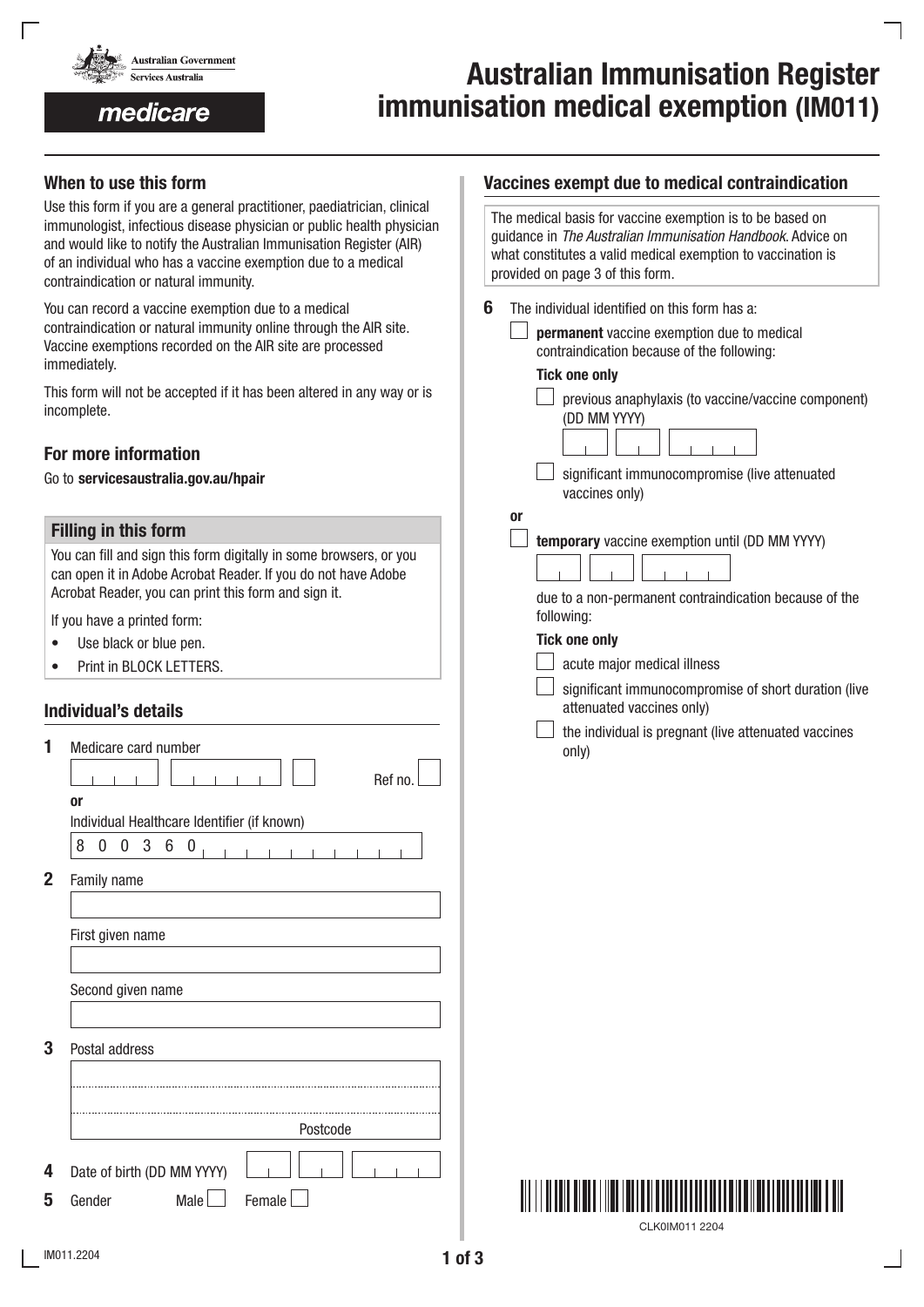Australian Government
Services Australia

medicare

# Australian Immunisation Register immunisation medical exemption (IM011)

## When to use this form

Use this form if you are a general practitioner, paediatrician, clinical immunologist, infectious disease physician or public health physician and would like to notify the Australian Immunisation Register (AIR) of an individual who has a vaccine exemption due to a medical contraindication or natural immunity.

You can record a vaccine exemption due to a medical contraindication or natural immunity online through the AIR site. Vaccine exemptions recorded on the AIR site are processed immediately.

This form will not be accepted if it has been altered in any way or is incomplete.

## For more information

Go to **servicesaustralia.gov.au/hpair**

## Filling in this form

You can fill and sign this form digitally in some browsers, or you can open it in Adobe Acrobat Reader. If you do not have Adobe Acrobat Reader, you can print this form and sign it.

If you have a printed form:

- Use black or blue pen.
- Print in BLOCK LETTERS.

## Individual's details

**1** Medicare card number

Ref no.

**or**

Individual Healthcare Identifier (if known)

8 0 0 3 6 0

**2** Family name

First given name

Second given name

**3** Postal address

Postcode

**4** Date of birth (DD MM YYYY)

**5** Gender Male ☐ Female ☐

## Vaccines exempt due to medical contraindication

The medical basis for vaccine exemption is to be based on guidance in *The Australian Immunisation Handbook*. Advice on what constitutes a valid medical exemption to vaccination is provided on page 3 of this form.

**6** The individual identified on this form has a:

☐ **permanent** vaccine exemption due to medical contraindication because of the following:

**Tick one only**

☐ previous anaphylaxis (to vaccine/vaccine component) (DD MM YYYY)

☐ significant immunocompromise (live attenuated vaccines only)

**or**

☐ **temporary** vaccine exemption until (DD MM YYYY)

due to a non-permanent contraindication because of the following:

**Tick one only**

☐ acute major medical illness

☐ significant immunocompromise of short duration (live attenuated vaccines only)

☐ the individual is pregnant (live attenuated vaccines only)

CLK0IM011 2204

IM011.2204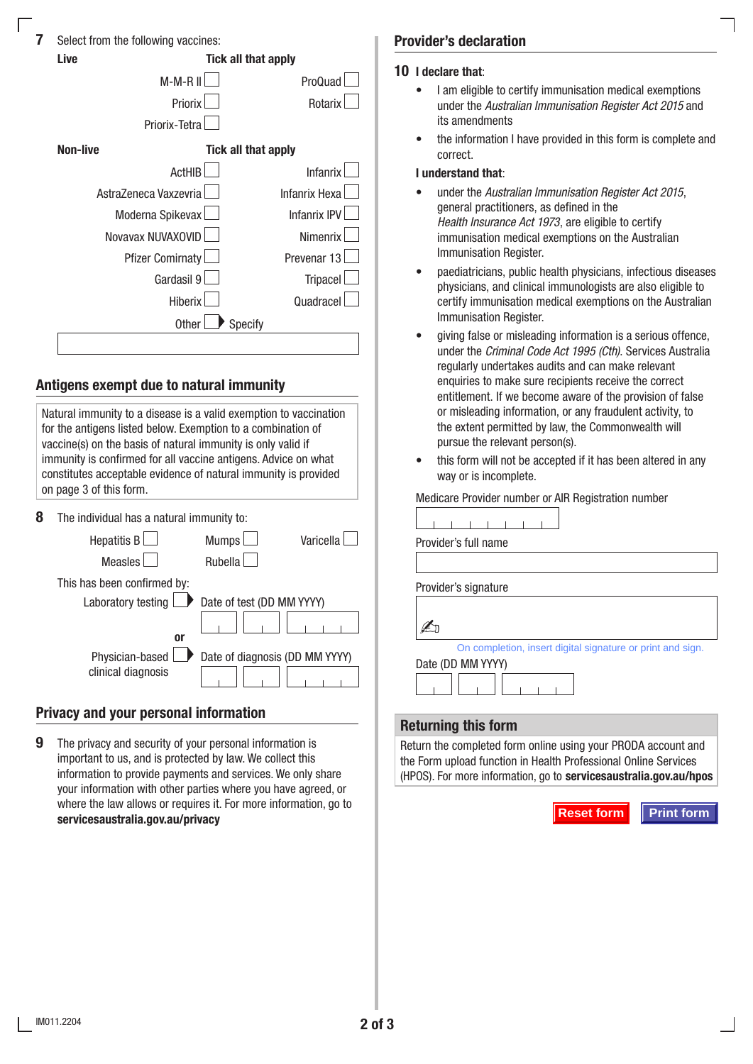**7** Select from the following vaccines:

**Live** — **Tick all that apply**

- M-M-R II ☐
- ProQuad ☐
- Priorix ☐
- Rotarix ☐
- Priorix-Tetra ☐

**Non-live** — **Tick all that apply**

- ActHIB ☐
- Infanrix ☐
- AstraZeneca Vaxzevria ☐
- Infanrix Hexa ☐
- Moderna Spikevax ☐
- Infanrix IPV ☐
- Novavax NUVAXOVID ☐
- Nimenrix ☐
- Pfizer Comirnaty ☐
- Prevenar 13 ☐
- Gardasil 9 ☐
- Tripacel ☐
- Hiberix ☐
- Quadracel ☐
- Other ☐ ▶ Specify

## Antigens exempt due to natural immunity

Natural immunity to a disease is a valid exemption to vaccination for the antigens listed below. Exemption to a combination of vaccine(s) on the basis of natural immunity is only valid if immunity is confirmed for all vaccine antigens. Advice on what constitutes acceptable evidence of natural immunity is provided on page 3 of this form.

**8** The individual has a natural immunity to:

- Hepatitis B ☐
- Mumps ☐
- Varicella ☐
- Measles ☐
- Rubella ☐

This has been confirmed by:

Laboratory testing ☐ ▶ Date of test (DD MM YYYY)

or

Physician-based clinical diagnosis ☐ ▶ Date of diagnosis (DD MM YYYY)

## Privacy and your personal information

**9** The privacy and security of your personal information is important to us, and is protected by law. We collect this information to provide payments and services. We only share your information with other parties where you have agreed, or where the law allows or requires it. For more information, go to **servicesaustralia.gov.au/privacy**

## Provider's declaration

**10** **I declare that**:

- I am eligible to certify immunisation medical exemptions under the *Australian Immunisation Register Act 2015* and its amendments
- the information I have provided in this form is complete and correct.

**I understand that**:

- under the *Australian Immunisation Register Act 2015*, general practitioners, as defined in the *Health Insurance Act 1973*, are eligible to certify immunisation medical exemptions on the Australian Immunisation Register.
- paediatricians, public health physicians, infectious diseases physicians, and clinical immunologists are also eligible to certify immunisation medical exemptions on the Australian Immunisation Register.
- giving false or misleading information is a serious offence, under the *Criminal Code Act 1995 (Cth)*. Services Australia regularly undertakes audits and can make relevant enquiries to make sure recipients receive the correct entitlement. If we become aware of the provision of false or misleading information, or any fraudulent activity, to the extent permitted by law, the Commonwealth will pursue the relevant person(s).
- this form will not be accepted if it has been altered in any way or is incomplete.

Medicare Provider number or AIR Registration number

Provider's full name

Provider's signature

On completion, insert digital signature or print and sign.

Date (DD MM YYYY)

## Returning this form

Return the completed form online using your PRODA account and the Form upload function in Health Professional Online Services (HPOS). For more information, go to **servicesaustralia.gov.au/hpos**

Reset form | Print form

IM011.2204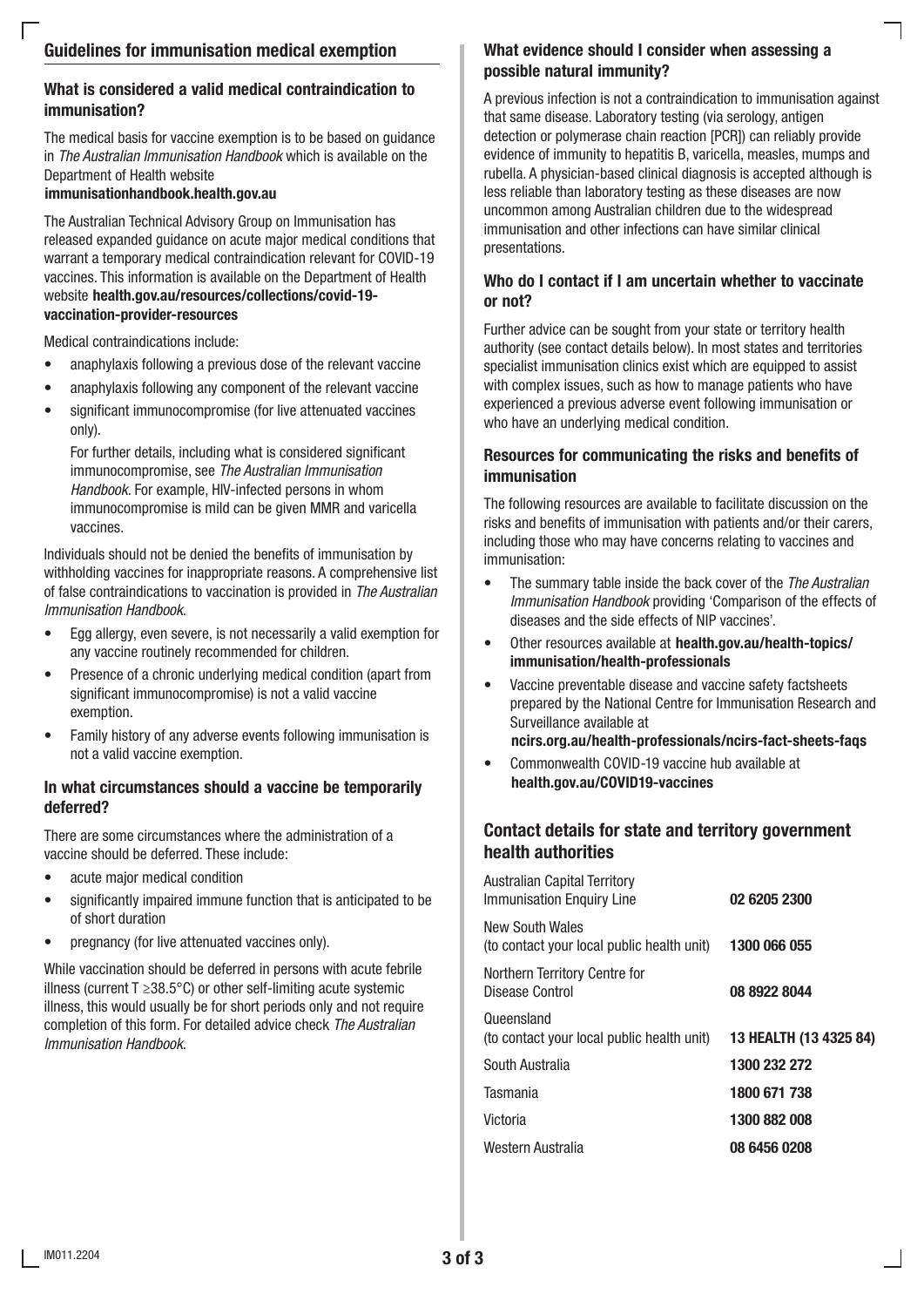## Guidelines for immunisation medical exemption

### What is considered a valid medical contraindication to immunisation?

The medical basis for vaccine exemption is to be based on guidance in *The Australian Immunisation Handbook* which is available on the Department of Health website **immunisationhandbook.health.gov.au**

The Australian Technical Advisory Group on Immunisation has released expanded guidance on acute major medical conditions that warrant a temporary medical contraindication relevant for COVID-19 vaccines. This information is available on the Department of Health website **health.gov.au/resources/collections/covid-19-vaccination-provider-resources**

Medical contraindications include:

- anaphylaxis following a previous dose of the relevant vaccine
- anaphylaxis following any component of the relevant vaccine
- significant immunocompromise (for live attenuated vaccines only).

  For further details, including what is considered significant immunocompromise, see *The Australian Immunisation Handbook*. For example, HIV-infected persons in whom immunocompromise is mild can be given MMR and varicella vaccines.

Individuals should not be denied the benefits of immunisation by withholding vaccines for inappropriate reasons. A comprehensive list of false contraindications to vaccination is provided in *The Australian Immunisation Handbook*.

- Egg allergy, even severe, is not necessarily a valid exemption for any vaccine routinely recommended for children.
- Presence of a chronic underlying medical condition (apart from significant immunocompromise) is not a valid vaccine exemption.
- Family history of any adverse events following immunisation is not a valid vaccine exemption.

### In what circumstances should a vaccine be temporarily deferred?

There are some circumstances where the administration of a vaccine should be deferred. These include:

- acute major medical condition
- significantly impaired immune function that is anticipated to be of short duration
- pregnancy (for live attenuated vaccines only).

While vaccination should be deferred in persons with acute febrile illness (current T ≥38.5°C) or other self-limiting acute systemic illness, this would usually be for short periods only and not require completion of this form. For detailed advice check *The Australian Immunisation Handbook*.

### What evidence should I consider when assessing a possible natural immunity?

A previous infection is not a contraindication to immunisation against that same disease. Laboratory testing (via serology, antigen detection or polymerase chain reaction [PCR]) can reliably provide evidence of immunity to hepatitis B, varicella, measles, mumps and rubella. A physician-based clinical diagnosis is accepted although is less reliable than laboratory testing as these diseases are now uncommon among Australian children due to the widespread immunisation and other infections can have similar clinical presentations.

### Who do I contact if I am uncertain whether to vaccinate or not?

Further advice can be sought from your state or territory health authority (see contact details below). In most states and territories specialist immunisation clinics exist which are equipped to assist with complex issues, such as how to manage patients who have experienced a previous adverse event following immunisation or who have an underlying medical condition.

### Resources for communicating the risks and benefits of immunisation

The following resources are available to facilitate discussion on the risks and benefits of immunisation with patients and/or their carers, including those who may have concerns relating to vaccines and immunisation:

- The summary table inside the back cover of the *The Australian Immunisation Handbook* providing 'Comparison of the effects of diseases and the side effects of NIP vaccines'.
- Other resources available at **health.gov.au/health-topics/immunisation/health-professionals**
- Vaccine preventable disease and vaccine safety factsheets prepared by the National Centre for Immunisation Research and Surveillance available at **ncirs.org.au/health-professionals/ncirs-fact-sheets-faqs**
- Commonwealth COVID-19 vaccine hub available at **health.gov.au/COVID19-vaccines**

## Contact details for state and territory government health authorities

| | |
|---|---|
| Australian Capital Territory Immunisation Enquiry Line | **02 6205 2300** |
| New South Wales (to contact your local public health unit) | **1300 066 055** |
| Northern Territory Centre for Disease Control | **08 8922 8044** |
| Queensland (to contact your local public health unit) | **13 HEALTH (13 4325 84)** |
| South Australia | **1300 232 272** |
| Tasmania | **1800 671 738** |
| Victoria | **1300 882 008** |
| Western Australia | **08 6456 0208** |

IM011.2204